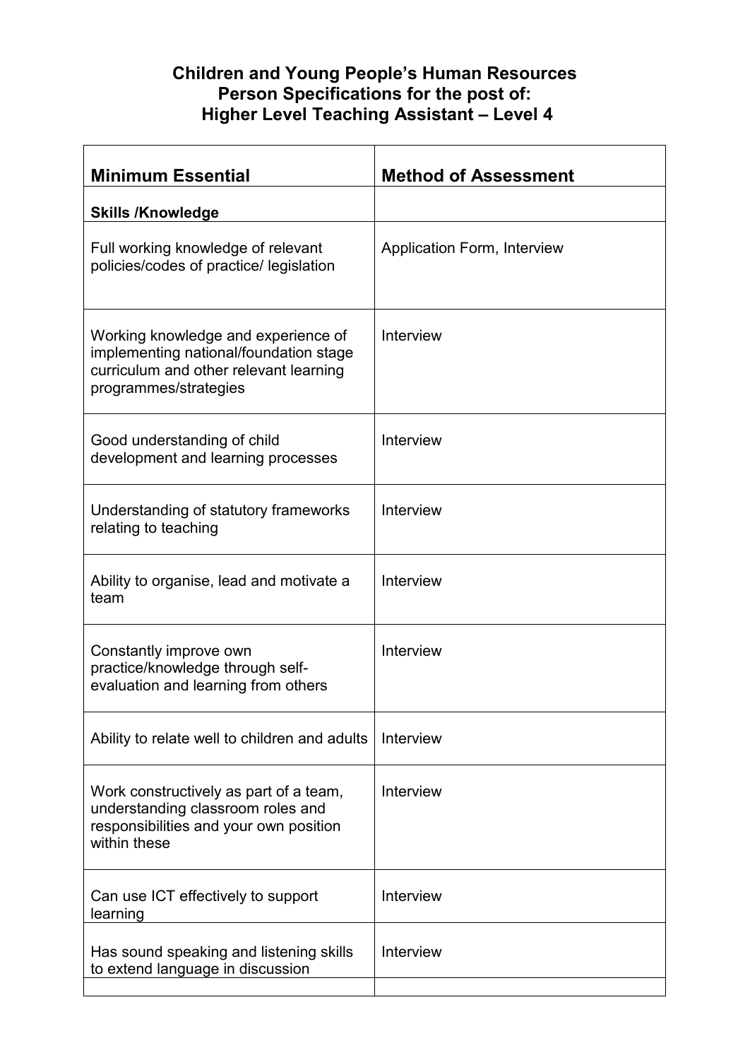# Children and Young People's Human Resources
# Person Specifications for the post of:
# Higher Level Teaching Assistant – Level 4

| Minimum Essential | Method of Assessment |
|---|---|
| **Skills /Knowledge** | |
| Full working knowledge of relevant policies/codes of practice/ legislation | Application Form, Interview |
| Working knowledge and experience of implementing national/foundation stage curriculum and other relevant learning programmes/strategies | Interview |
| Good understanding of child development and learning processes | Interview |
| Understanding of statutory frameworks relating to teaching | Interview |
| Ability to organise, lead and motivate a team | Interview |
| Constantly improve own practice/knowledge through self-evaluation and learning from others | Interview |
| Ability to relate well to children and adults | Interview |
| Work constructively as part of a team, understanding classroom roles and responsibilities and your own position within these | Interview |
| Can use ICT effectively to support learning | Interview |
| Has sound speaking and listening skills to extend language in discussion | Interview |
| | |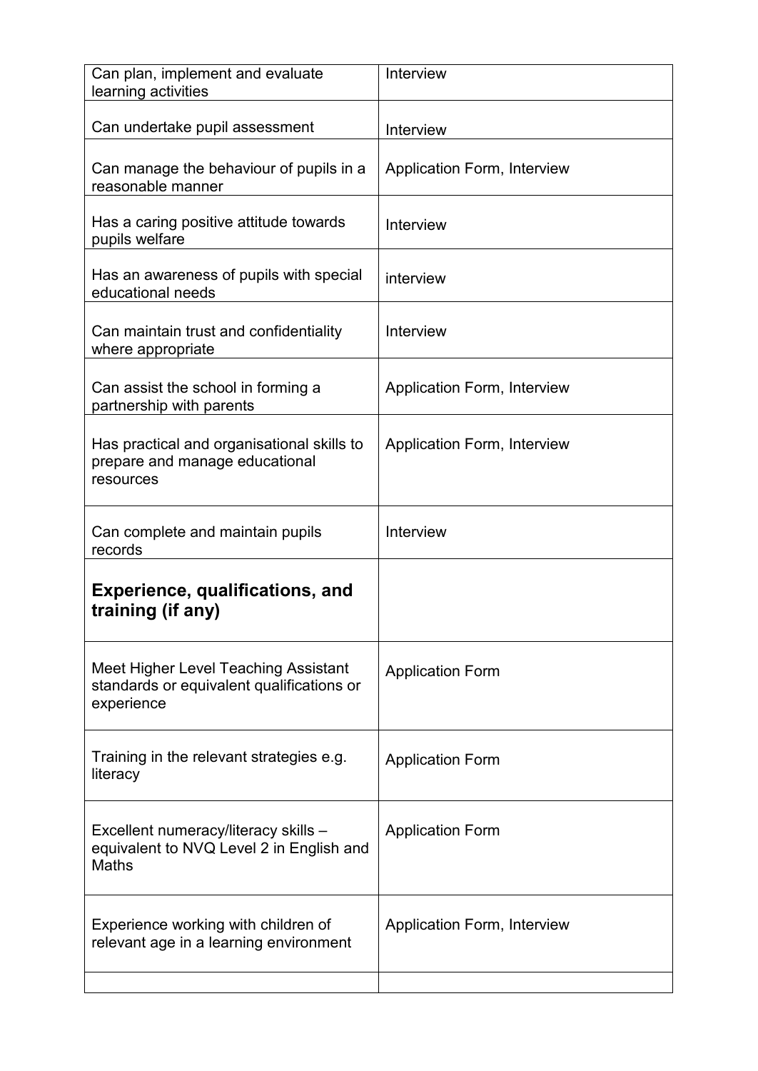| Can plan, implement and evaluate learning activities | Interview |
|---|---|
| Can undertake pupil assessment | Interview |
| Can manage the behaviour of pupils in a reasonable manner | Application Form, Interview |
| Has a caring positive attitude towards pupils welfare | Interview |
| Has an awareness of pupils with special educational needs | interview |
| Can maintain trust and confidentiality where appropriate | Interview |
| Can assist the school in forming a partnership with parents | Application Form, Interview |
| Has practical and organisational skills to prepare and manage educational resources | Application Form, Interview |
| Can complete and maintain pupils records | Interview |
| **Experience, qualifications, and training (if any)** | |
| Meet Higher Level Teaching Assistant standards or equivalent qualifications or experience | Application Form |
| Training in the relevant strategies e.g. literacy | Application Form |
| Excellent numeracy/literacy skills – equivalent to NVQ Level 2 in English and Maths | Application Form |
| Experience working with children of relevant age in a learning environment | Application Form, Interview |
| | |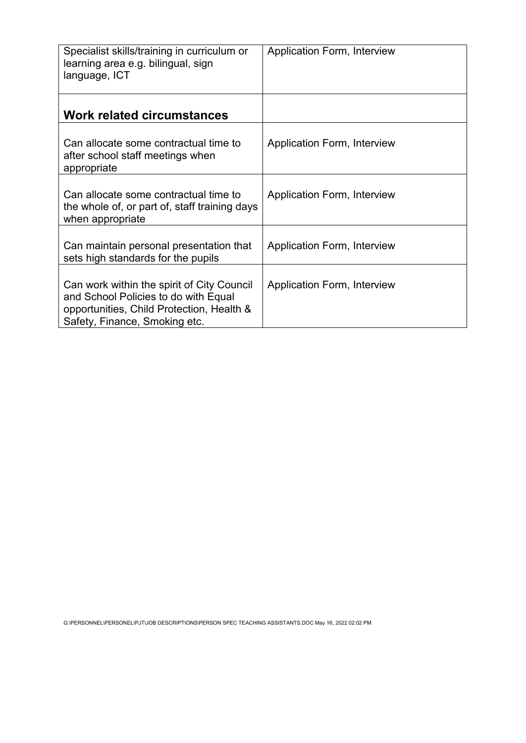| | |
|---|---|
| Specialist skills/training in curriculum or learning area e.g. bilingual, sign language, ICT | Application Form, Interview |
| **Work related circumstances** | |
| Can allocate some contractual time to after school staff meetings when appropriate | Application Form, Interview |
| Can allocate some contractual time to the whole of, or part of, staff training days when appropriate | Application Form, Interview |
| Can maintain personal presentation that sets high standards for the pupils | Application Form, Interview |
| Can work within the spirit of City Council and School Policies to do with Equal opportunities, Child Protection, Health & Safety, Finance, Smoking etc. | Application Form, Interview |